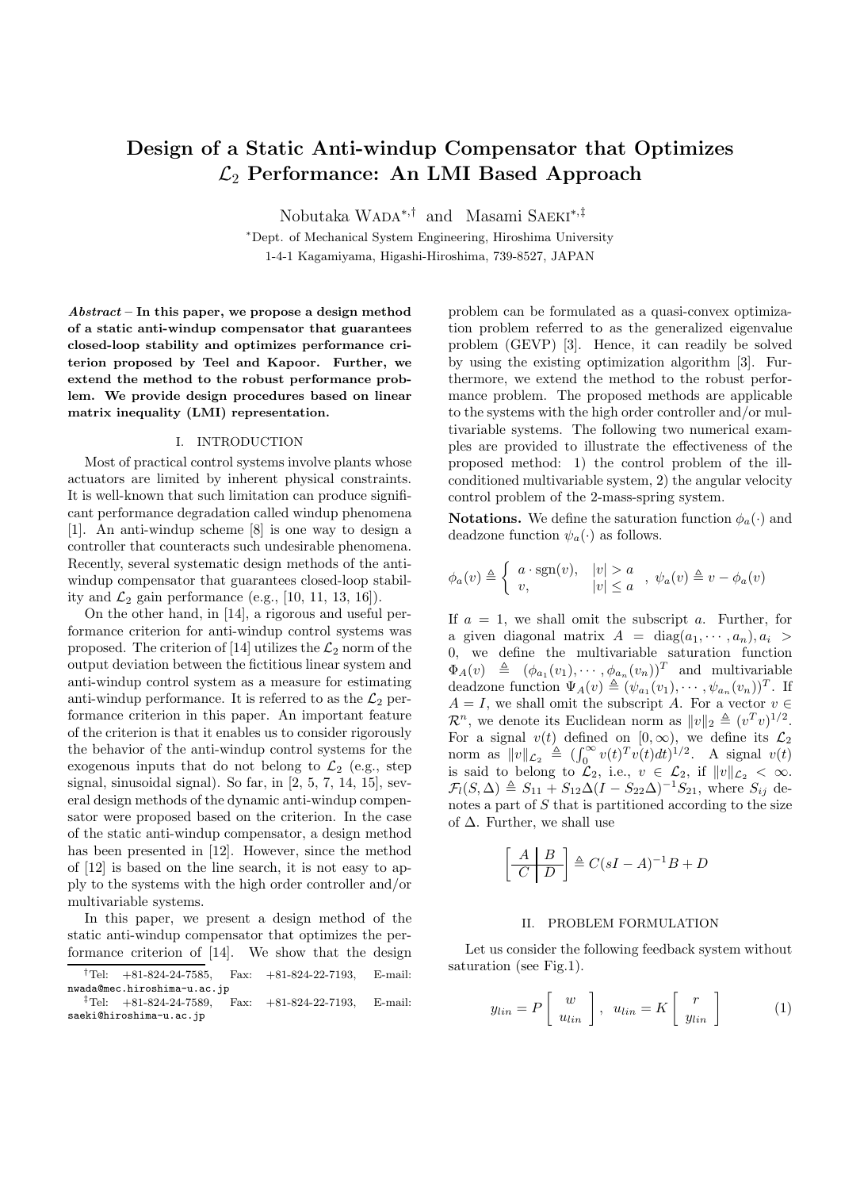# Design of a Static Anti-windup Compensator that Optimizes $\mathcal{L}_2$ Performance: An LMI Based Approach

Nobutaka Wada[*,†] and Masami Saeki[*,‡]

[*]Dept. of Mechanical System Engineering, Hiroshima University
1-4-1 Kagamiyama, Higashi-Hiroshima, 739-8527, JAPAN

***Abstract* – In this paper, we propose a design method of a static anti-windup compensator that guarantees closed-loop stability and optimizes performance criterion proposed by Teel and Kapoor. Further, we extend the method to the robust performance problem. We provide design procedures based on linear matrix inequality (LMI) representation.**

## I. INTRODUCTION

Most of practical control systems involve plants whose actuators are limited by inherent physical constraints. It is well-known that such limitation can produce significant performance degradation called windup phenomena [1]. An anti-windup scheme [8] is one way to design a controller that counteracts such undesirable phenomena. Recently, several systematic design methods of the anti-windup compensator that guarantees closed-loop stability and $\mathcal{L}_2$ gain performance (e.g., [10, 11, 13, 16]).

On the other hand, in [14], a rigorous and useful performance criterion for anti-windup control systems was proposed. The criterion of [14] utilizes the $\mathcal{L}_2$ norm of the output deviation between the fictitious linear system and anti-windup control system as a measure for estimating anti-windup performance. It is referred to as the $\mathcal{L}_2$ performance criterion in this paper. An important feature of the criterion is that it enables us to consider rigorously the behavior of the anti-windup control systems for the exogenous inputs that do not belong to $\mathcal{L}_2$ (e.g., step signal, sinusoidal signal). So far, in [2, 5, 7, 14, 15], several design methods of the dynamic anti-windup compensator were proposed based on the criterion. In the case of the static anti-windup compensator, a design method has been presented in [12]. However, since the method of [12] is based on the line search, it is not easy to apply to the systems with the high order controller and/or multivariable systems.

In this paper, we present a design method of the static anti-windup compensator that optimizes the performance criterion of [14]. We show that the design problem can be formulated as a quasi-convex optimization problem referred to as the generalized eigenvalue problem (GEVP) [3]. Hence, it can readily be solved by using the existing optimization algorithm [3]. Furthermore, we extend the method to the robust performance problem. The proposed methods are applicable to the systems with the high order controller and/or multivariable systems. The following two numerical examples are provided to illustrate the effectiveness of the proposed method: 1) the control problem of the ill-conditioned multivariable system, 2) the angular velocity control problem of the 2-mass-spring system.

**Notations.** We define the saturation function $\phi_a(\cdot)$ and deadzone function $\psi_a(\cdot)$ as follows.

$$\phi_a(v) \triangleq \begin{cases} a \cdot \mathrm{sgn}(v), & |v| > a \\ v, & |v| \le a \end{cases}, \ \psi_a(v) \triangleq v - \phi_a(v)$$

If $a = 1$, we shall omit the subscript $a$. Further, for a given diagonal matrix $A = \mathrm{diag}(a_1, \cdots, a_n), a_i > 0$, we define the multivariable saturation function $\Phi_A(v) \triangleq (\phi_{a_1}(v_1), \cdots, \phi_{a_n}(v_n))^T$ and multivariable deadzone function $\Psi_A(v) \triangleq (\psi_{a_1}(v_1), \cdots, \psi_{a_n}(v_n))^T$. If $A = I$, we shall omit the subscript $A$. For a vector $v \in \mathcal{R}^n$, we denote its Euclidean norm as $\|v\|_2 \triangleq (v^T v)^{1/2}$. For a signal $v(t)$ defined on $[0, \infty)$, we define its $\mathcal{L}_2$ norm as $\|v\|_{\mathcal{L}_2} \triangleq (\int_0^\infty v(t)^T v(t) dt)^{1/2}$. A signal $v(t)$ is said to belong to $\mathcal{L}_2$, i.e., $v \in \mathcal{L}_2$, if $\|v\|_{\mathcal{L}_2} < \infty$. $\mathcal{F}_l(S, \Delta) \triangleq S_{11} + S_{12}\Delta(I - S_{22}\Delta)^{-1}S_{21}$, where $S_{ij}$ denotes a part of $S$ that is partitioned according to the size of $\Delta$. Further, we shall use

$$\left[\begin{array}{c|c} A & B \\ \hline C & D \end{array}\right] \triangleq C(sI - A)^{-1}B + D$$

## II. PROBLEM FORMULATION

Let us consider the following feedback system without saturation (see Fig.1).

$$y_{lin} = P \begin{bmatrix} w \\ u_{lin} \end{bmatrix}, \ u_{lin} = K \begin{bmatrix} r \\ y_{lin} \end{bmatrix} \tag{1}$$

[†]Tel: +81-824-24-7585, Fax: +81-824-22-7193, E-mail: nwada@mec.hiroshima-u.ac.jp

[‡]Tel: +81-824-24-7589, Fax: +81-824-22-7193, E-mail: saeki@hiroshima-u.ac.jp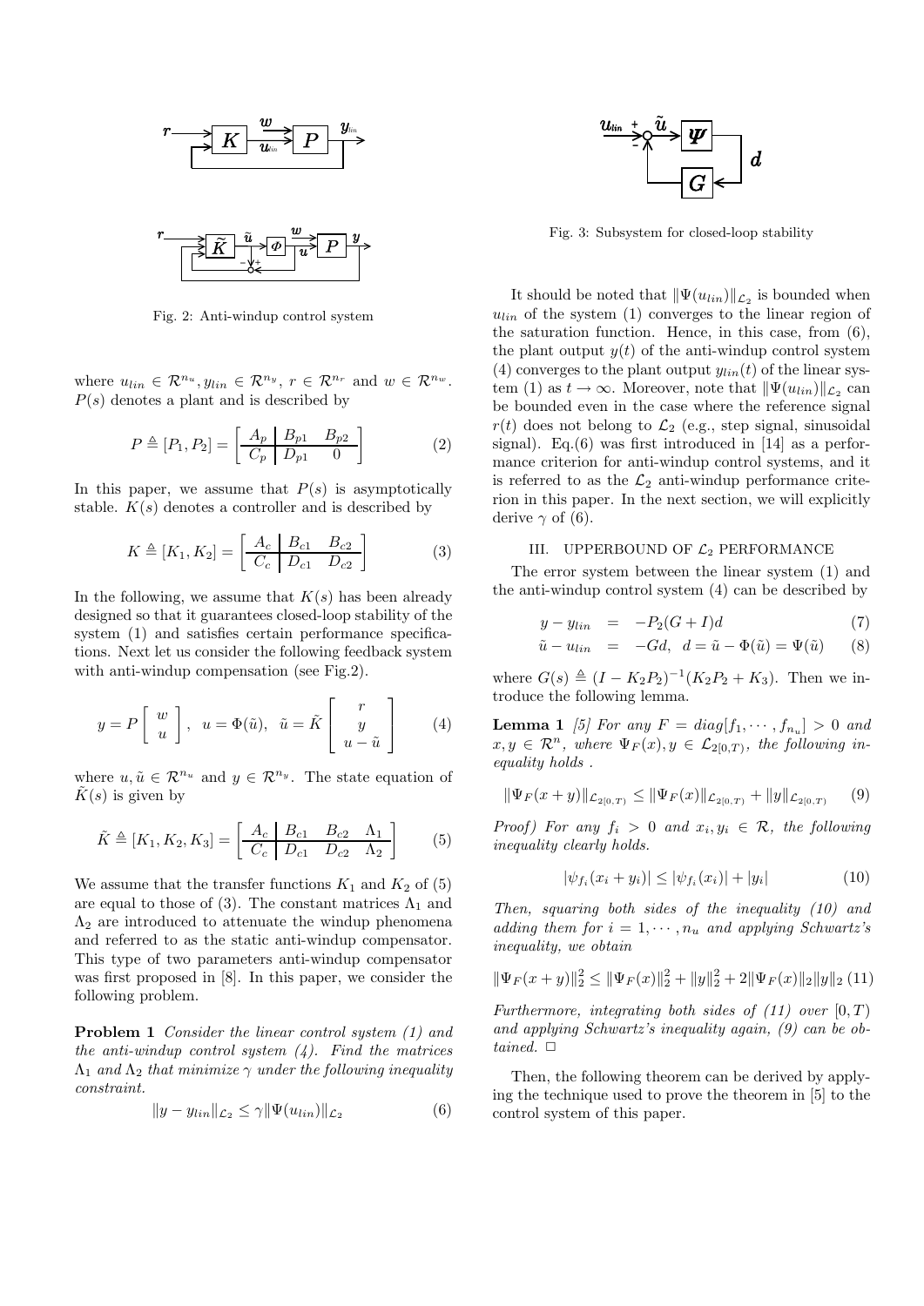Fig. 2: Anti-windup control system

where $u_{lin} \in \mathcal{R}^{n_u}, y_{lin} \in \mathcal{R}^{n_y}$, $r \in \mathcal{R}^{n_r}$ and $w \in \mathcal{R}^{n_w}$. $P(s)$ denotes a plant and is described by

$$P \triangleq [P_1, P_2] = \left[\begin{array}{c|cc} A_p & B_{p1} & B_{p2} \\ \hline C_p & D_{p1} & 0 \end{array}\right] \quad (2)$$

In this paper, we assume that $P(s)$ is asymptotically stable. $K(s)$ denotes a controller and is described by

$$K \triangleq [K_1, K_2] = \left[\begin{array}{c|cc} A_c & B_{c1} & B_{c2} \\ \hline C_c & D_{c1} & D_{c2} \end{array}\right] \quad (3)$$

In the following, we assume that $K(s)$ has been already designed so that it guarantees closed-loop stability of the system (1) and satisfies certain performance specifications. Next let us consider the following feedback system with anti-windup compensation (see Fig.2).

$$y = P\left[\begin{array}{c} w \\ u \end{array}\right], \quad u = \Phi(\tilde{u}), \quad \tilde{u} = \tilde{K}\left[\begin{array}{c} r \\ y \\ u - \tilde{u} \end{array}\right] \quad (4)$$

where $u, \tilde{u} \in \mathcal{R}^{n_u}$ and $y \in \mathcal{R}^{n_y}$. The state equation of $\tilde{K}(s)$ is given by

$$\tilde{K} \triangleq [K_1, K_2, K_3] = \left[\begin{array}{c|ccc} A_c & B_{c1} & B_{c2} & \Lambda_1 \\ \hline C_c & D_{c1} & D_{c2} & \Lambda_2 \end{array}\right] \quad (5)$$

We assume that the transfer functions $K_1$ and $K_2$ of (5) are equal to those of (3). The constant matrices $\Lambda_1$ and $\Lambda_2$ are introduced to attenuate the windup phenomena and referred to as the static anti-windup compensator. This type of two parameters anti-windup compensator was first proposed in [8]. In this paper, we consider the following problem.

**Problem 1** *Consider the linear control system (1) and the anti-windup control system (4). Find the matrices $\Lambda_1$ and $\Lambda_2$ that minimize $\gamma$ under the following inequality constraint.*

$$\|y - y_{lin}\|_{\mathcal{L}_2} \leq \gamma \|\Psi(u_{lin})\|_{\mathcal{L}_2} \quad (6)$$

Fig. 3: Subsystem for closed-loop stability

It should be noted that $\|\Psi(u_{lin})\|_{\mathcal{L}_2}$ is bounded when $u_{lin}$ of the system (1) converges to the linear region of the saturation function. Hence, in this case, from (6), the plant output $y(t)$ of the anti-windup control system (4) converges to the plant output $y_{lin}(t)$ of the linear system (1) as $t \to \infty$. Moreover, note that $\|\Psi(u_{lin})\|_{\mathcal{L}_2}$ can be bounded even in the case where the reference signal $r(t)$ does not belong to $\mathcal{L}_2$ (e.g., step signal, sinusoidal signal). Eq.(6) was first introduced in [14] as a performance criterion for anti-windup control systems, and it is referred to as the $\mathcal{L}_2$ anti-windup performance criterion in this paper. In the next section, we will explicitly derive $\gamma$ of (6).

## III. UPPERBOUND OF $\mathcal{L}_2$ PERFORMANCE

The error system between the linear system (1) and the anti-windup control system (4) can be described by

$$y - y_{lin} = -P_2(G + I)d \quad (7)$$

$$\tilde{u} - u_{lin} = -Gd, \quad d = \tilde{u} - \Phi(\tilde{u}) = \Psi(\tilde{u}) \quad (8)$$

where $G(s) \triangleq (I - K_2P_2)^{-1}(K_2P_2 + K_3)$. Then we introduce the following lemma.

**Lemma 1** *[5] For any $F = diag[f_1, \cdots, f_{n_u}] > 0$ and $x, y \in \mathcal{R}^n$, where $\Psi_F(x), y \in \mathcal{L}_{2[0,T)}$, the following inequality holds .*

$$\|\Psi_F(x + y)\|_{\mathcal{L}_{2[0,T)}} \leq \|\Psi_F(x)\|_{\mathcal{L}_{2[0,T)}} + \|y\|_{\mathcal{L}_{2[0,T)}} \quad (9)$$

*Proof) For any $f_i > 0$ and $x_i, y_i \in \mathcal{R}$, the following inequality clearly holds.*

$$|\psi_{f_i}(x_i + y_i)| \leq |\psi_{f_i}(x_i)| + |y_i| \quad (10)$$

*Then, squaring both sides of the inequality (10) and adding them for $i = 1, \cdots, n_u$ and applying Schwartz's inequality, we obtain*

$$\|\Psi_F(x + y)\|_2^2 \leq \|\Psi_F(x)\|_2^2 + \|y\|_2^2 + 2\|\Psi_F(x)\|_2\|y\|_2 \quad (11)$$

*Furthermore, integrating both sides of (11) over $[0, T)$ and applying Schwartz's inequality again, (9) can be obtained.* $\square$

Then, the following theorem can be derived by applying the technique used to prove the theorem in [5] to the control system of this paper.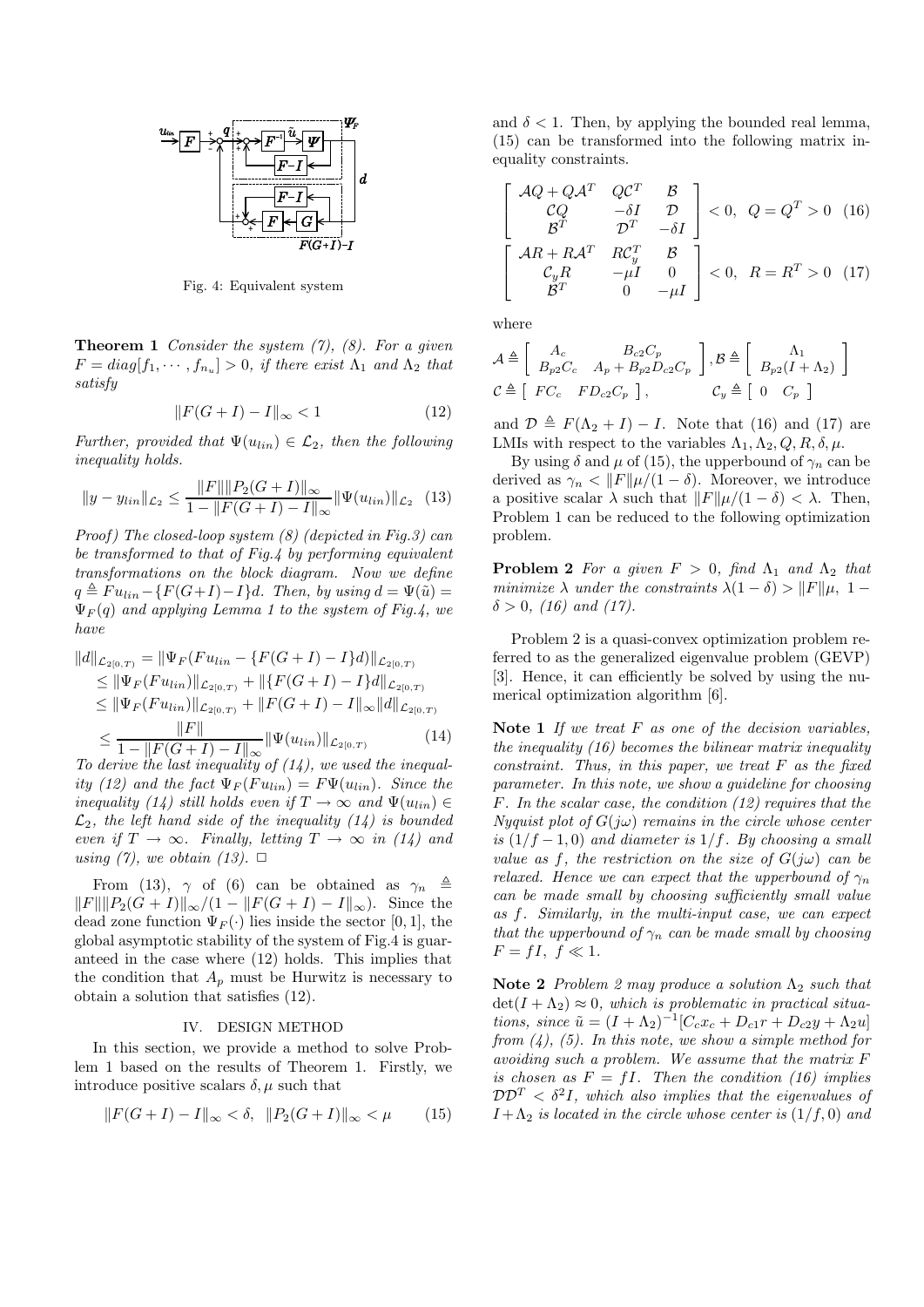Fig. 4: Equivalent system

**Theorem 1** *Consider the system (7), (8). For a given $F = diag[f_1, \cdots, f_{n_u}] > 0$, if there exist $\Lambda_1$ and $\Lambda_2$ that satisfy*

$$\|F(G+I) - I\|_\infty < 1 \tag{12}$$

*Further, provided that $\Psi(u_{lin}) \in \mathcal{L}_2$, then the following inequality holds.*

$$\|y - y_{lin}\|_{\mathcal{L}_2} \leq \frac{\|F\| \|P_2(G+I)\|_\infty}{1 - \|F(G+I) - I\|_\infty} \|\Psi(u_{lin})\|_{\mathcal{L}_2} \tag{13}$$

*Proof) The closed-loop system (8) (depicted in Fig.3) can be transformed to that of Fig.4 by performing equivalent transformations on the block diagram. Now we define $q \triangleq Fu_{lin} - \{F(G+I)-I\}d$. Then, by using $d = \Psi(\tilde{u}) = \Psi_F(q)$ and applying Lemma 1 to the system of Fig.4, we have*

$$\begin{aligned}
\|d\|_{\mathcal{L}_{2[0,T)}} &= \|\Psi_F(Fu_{lin} - \{F(G+I) - I\}d)\|_{\mathcal{L}_{2[0,T)}} \\
&\leq \|\Psi_F(Fu_{lin})\|_{\mathcal{L}_{2[0,T)}} + \|\{F(G+I) - I\}d\|_{\mathcal{L}_{2[0,T)}} \\
&\leq \|\Psi_F(Fu_{lin})\|_{\mathcal{L}_{2[0,T)}} + \|F(G+I) - I\|_\infty \|d\|_{\mathcal{L}_{2[0,T)}} \\
&\leq \frac{\|F\|}{1 - \|F(G+I) - I\|_\infty} \|\Psi(u_{lin})\|_{\mathcal{L}_{2[0,T)}}
\end{aligned} \tag{14}$$

*To derive the last inequality of (14), we used the inequality (12) and the fact $\Psi_F(Fu_{lin}) = F\Psi(u_{lin})$. Since the inequality (14) still holds even if $T \to \infty$ and $\Psi(u_{lin}) \in \mathcal{L}_2$, the left hand side of the inequality (14) is bounded even if $T \to \infty$. Finally, letting $T \to \infty$ in (14) and using (7), we obtain (13).* $\Box$

From (13), $\gamma$ of (6) can be obtained as $\gamma_n \triangleq \|F\| \|P_2(G+I)\|_\infty / (1 - \|F(G+I) - I\|_\infty)$. Since the dead zone function $\Psi_F(\cdot)$ lies inside the sector $[0, 1]$, the global asymptotic stability of the system of Fig.4 is guaranteed in the case where (12) holds. This implies that the condition that $A_p$ must be Hurwitz is necessary to obtain a solution that satisfies (12).

## IV. DESIGN METHOD

In this section, we provide a method to solve Problem 1 based on the results of Theorem 1. Firstly, we introduce positive scalars $\delta, \mu$ such that

$$\|F(G+I) - I\|_\infty < \delta, \quad \|P_2(G+I)\|_\infty < \mu \tag{15}$$

and $\delta < 1$. Then, by applying the bounded real lemma, (15) can be transformed into the following matrix inequality constraints.

$$\begin{bmatrix} \mathcal{A}Q + Q\mathcal{A}^T & Q\mathcal{C}^T & \mathcal{B} \\ \mathcal{C}Q & -\delta I & \mathcal{D} \\ \mathcal{B}^T & \mathcal{D}^T & -\delta I \end{bmatrix} < 0, \quad Q = Q^T > 0 \tag{16}$$

$$\begin{bmatrix} \mathcal{A}R + R\mathcal{A}^T & R\mathcal{C}_y^T & \mathcal{B} \\ \mathcal{C}_y R & -\mu I & 0 \\ \mathcal{B}^T & 0 & -\mu I \end{bmatrix} < 0, \quad R = R^T > 0 \tag{17}$$

where

$$\mathcal{A} \triangleq \begin{bmatrix} A_c & B_{c2}C_p \\ B_{p2}C_c & A_p + B_{p2}D_{c2}C_p \end{bmatrix}, \mathcal{B} \triangleq \begin{bmatrix} \Lambda_1 \\ B_{p2}(I + \Lambda_2) \end{bmatrix}$$

$$\mathcal{C} \triangleq \begin{bmatrix} FC_c & FD_{c2}C_p \end{bmatrix}, \qquad \mathcal{C}_y \triangleq \begin{bmatrix} 0 & C_p \end{bmatrix}$$

and $\mathcal{D} \triangleq F(\Lambda_2 + I) - I$. Note that (16) and (17) are LMIs with respect to the variables $\Lambda_1, \Lambda_2, Q, R, \delta, \mu$.

By using $\delta$ and $\mu$ of (15), the upperbound of $\gamma_n$ can be derived as $\gamma_n < \|F\|\mu/(1-\delta)$. Moreover, we introduce a positive scalar $\lambda$ such that $\|F\|\mu/(1-\delta) < \lambda$. Then, Problem 1 can be reduced to the following optimization problem.

**Problem 2** *For a given $F > 0$, find $\Lambda_1$ and $\Lambda_2$ that minimize $\lambda$ under the constraints $\lambda(1-\delta) > \|F\|\mu,\ 1 - \delta > 0$, (16) and (17).*

Problem 2 is a quasi-convex optimization problem referred to as the generalized eigenvalue problem (GEVP) [3]. Hence, it can efficiently be solved by using the numerical optimization algorithm [6].

**Note 1** *If we treat $F$ as one of the decision variables, the inequality (16) becomes the bilinear matrix inequality constraint. Thus, in this paper, we treat $F$ as the fixed parameter. In this note, we show a guideline for choosing $F$. In the scalar case, the condition (12) requires that the Nyquist plot of $G(j\omega)$ remains in the circle whose center is $(1/f - 1, 0)$ and diameter is $1/f$. By choosing a small value as $f$, the restriction on the size of $G(j\omega)$ can be relaxed. Hence we can expect that the upperbound of $\gamma_n$ can be made small by choosing sufficiently small value as $f$. Similarly, in the multi-input case, we can expect that the upperbound of $\gamma_n$ can be made small by choosing $F = fI,\ f \ll 1$.*

**Note 2** *Problem 2 may produce a solution $\Lambda_2$ such that $\det(I + \Lambda_2) \approx 0$, which is problematic in practical situations, since $\tilde{u} = (I + \Lambda_2)^{-1}[C_c x_c + D_{c1} r + D_{c2} y + \Lambda_2 u]$ from (4), (5). In this note, we show a simple method for avoiding such a problem. We assume that the matrix $F$ is chosen as $F = fI$. Then the condition (16) implies $\mathcal{D}\mathcal{D}^T < \delta^2 I$, which also implies that the eigenvalues of $I + \Lambda_2$ is located in the circle whose center is $(1/f, 0)$ and*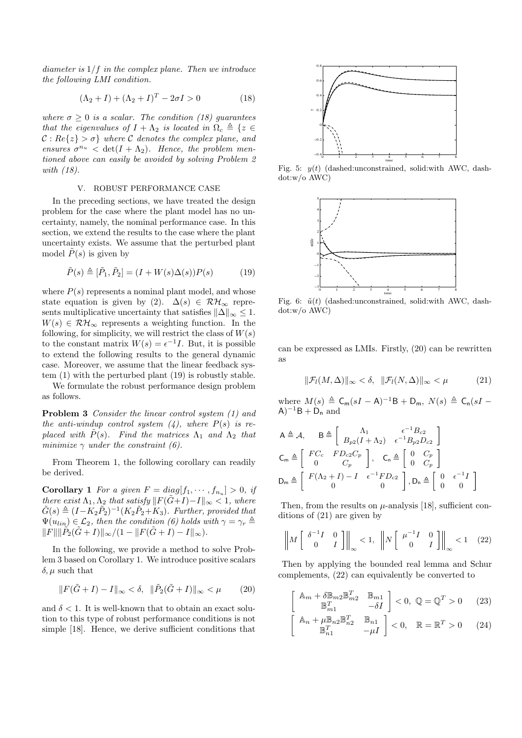*diameter is $1/f$ in the complex plane. Then we introduce the following LMI condition.*

$$(\Lambda_2 + I) + (\Lambda_2 + I)^T - 2\sigma I > 0 \tag{18}$$

*where $\sigma \geq 0$ is a scalar. The condition (18) guarantees that the eigenvalues of $I + \Lambda_2$ is located in $\Omega_c \triangleq \{z \in \mathcal{C} : Re\{z\} > \sigma\}$ where $\mathcal{C}$ denotes the complex plane, and ensures $\sigma^{n_u} < \det(I + \Lambda_2)$. Hence, the problem mentioned above can easily be avoided by solving Problem 2 with (18).*

## V. ROBUST PERFORMANCE CASE

In the preceding sections, we have treated the design problem for the case where the plant model has no uncertainty, namely, the nominal performance case. In this section, we extend the results to the case where the plant uncertainty exists. We assume that the perturbed plant model $\tilde{P}(s)$ is given by

$$\tilde{P}(s) \triangleq [\tilde{P}_1, \tilde{P}_2] = (I + W(s)\Delta(s))P(s) \tag{19}$$

where $P(s)$ represents a nominal plant model, and whose state equation is given by (2). $\Delta(s) \in \mathcal{RH}_\infty$ represents multiplicative uncertainty that satisfies $\|\Delta\|_\infty \leq 1$. $W(s) \in \mathcal{RH}_\infty$ represents a weighting function. In the following, for simplicity, we will restrict the class of $W(s)$ to the constant matrix $W(s) = \epsilon^{-1}I$. But, it is possible to extend the following results to the general dynamic case. Moreover, we assume that the linear feedback system (1) with the perturbed plant (19) is robustly stable.

We formulate the robust performance design problem as follows.

**Problem 3** *Consider the linear control system (1) and the anti-windup control system (4), where $P(s)$ is replaced with $\tilde{P}(s)$. Find the matrices $\Lambda_1$ and $\Lambda_2$ that minimize $\gamma$ under the constraint (6).*

From Theorem 1, the following corollary can readily be derived.

**Corollary 1** *For a given $F = diag[f_1, \cdots, f_{n_u}] > 0$, if there exist $\Lambda_1, \Lambda_2$ that satisfy $\|F(\tilde{G}+I)-I\|_\infty < 1$, where $\tilde{G}(s) \triangleq (I-K_2\tilde{P}_2)^{-1}(K_2\tilde{P}_2+K_3)$. Further, provided that $\Psi(u_{lin}) \in \mathcal{L}_2$, then the condition (6) holds with $\gamma = \gamma_r \triangleq \|F\|\|\tilde{P}_2(\tilde{G}+I)\|_\infty/(1-\|F(\tilde{G}+I)-I\|_\infty)$.*

In the following, we provide a method to solve Problem 3 based on Corollary 1. We introduce positive scalars $\delta, \mu$ such that

$$\|F(\tilde{G}+I) - I\|_\infty < \delta, \quad \|\tilde{P}_2(\tilde{G}+I)\|_\infty < \mu \tag{20}$$

and $\delta < 1$. It is well-known that to obtain an exact solution to this type of robust performance conditions is not simple [18]. Hence, we derive sufficient conditions that can be expressed as LMIs. Firstly, (20) can be rewritten as

Fig. 5: $y(t)$ (dashed:unconstrained, solid:with AWC, dash-dot:w/o AWC)

Fig. 6: $\tilde{u}(t)$ (dashed:unconstrained, solid:with AWC, dash-dot:w/o AWC)

$$\|\mathcal{F}_l(M, \Delta)\|_\infty < \delta, \quad \|\mathcal{F}_l(N, \Delta)\|_\infty < \mu \tag{21}$$

where $M(s) \triangleq \mathsf{C_m}(sI - \mathsf{A})^{-1}\mathsf{B} + \mathsf{D_m}$, $N(s) \triangleq \mathsf{C_n}(sI - \mathsf{A})^{-1}\mathsf{B} + \mathsf{D_n}$ and

$$\mathsf{A} \triangleq \mathcal{A}, \quad \mathsf{B} \triangleq \begin{bmatrix} \Lambda_1 & \epsilon^{-1}B_{c2} \\ B_{p2}(I+\Lambda_2) & \epsilon^{-1}B_{p2}D_{c2} \end{bmatrix}$$

$$\mathsf{C_m} \triangleq \begin{bmatrix} FC_c & FD_{c2}C_p \\ 0 & C_p \end{bmatrix}, \quad \mathsf{C_n} \triangleq \begin{bmatrix} 0 & C_p \\ 0 & C_p \end{bmatrix}$$

$$\mathsf{D_m} \triangleq \begin{bmatrix} F(\Lambda_2+I) - I & \epsilon^{-1}FD_{c2} \\ 0 & 0 \end{bmatrix}, \mathsf{D_n} \triangleq \begin{bmatrix} 0 & \epsilon^{-1}I \\ 0 & 0 \end{bmatrix}$$

Then, from the results on $\mu$-analysis [18], sufficient conditions of (21) are given by

$$\left\| M \begin{bmatrix} \delta^{-1}I & 0 \\ 0 & I \end{bmatrix} \right\|_\infty < 1, \quad \left\| N \begin{bmatrix} \mu^{-1}I & 0 \\ 0 & I \end{bmatrix} \right\|_\infty < 1 \tag{22}$$

Then by applying the bounded real lemma and Schur complements, (22) can equivalently be converted to

$$\begin{bmatrix} \mathbb{A}_m + \delta\mathbb{B}_{m2}\mathbb{B}_{m2}^T & \mathbb{B}_{m1} \\ \mathbb{B}_{m1}^T & -\delta I \end{bmatrix} < 0, \ \mathbb{Q} = \mathbb{Q}^T > 0 \tag{23}$$

$$\begin{bmatrix} \mathbb{A}_n + \mu\mathbb{B}_{n2}\mathbb{B}_{n2}^T & \mathbb{B}_{n1} \\ \mathbb{B}_{n1}^T & -\mu I \end{bmatrix} < 0, \quad \mathbb{R} = \mathbb{R}^T > 0 \tag{24}$$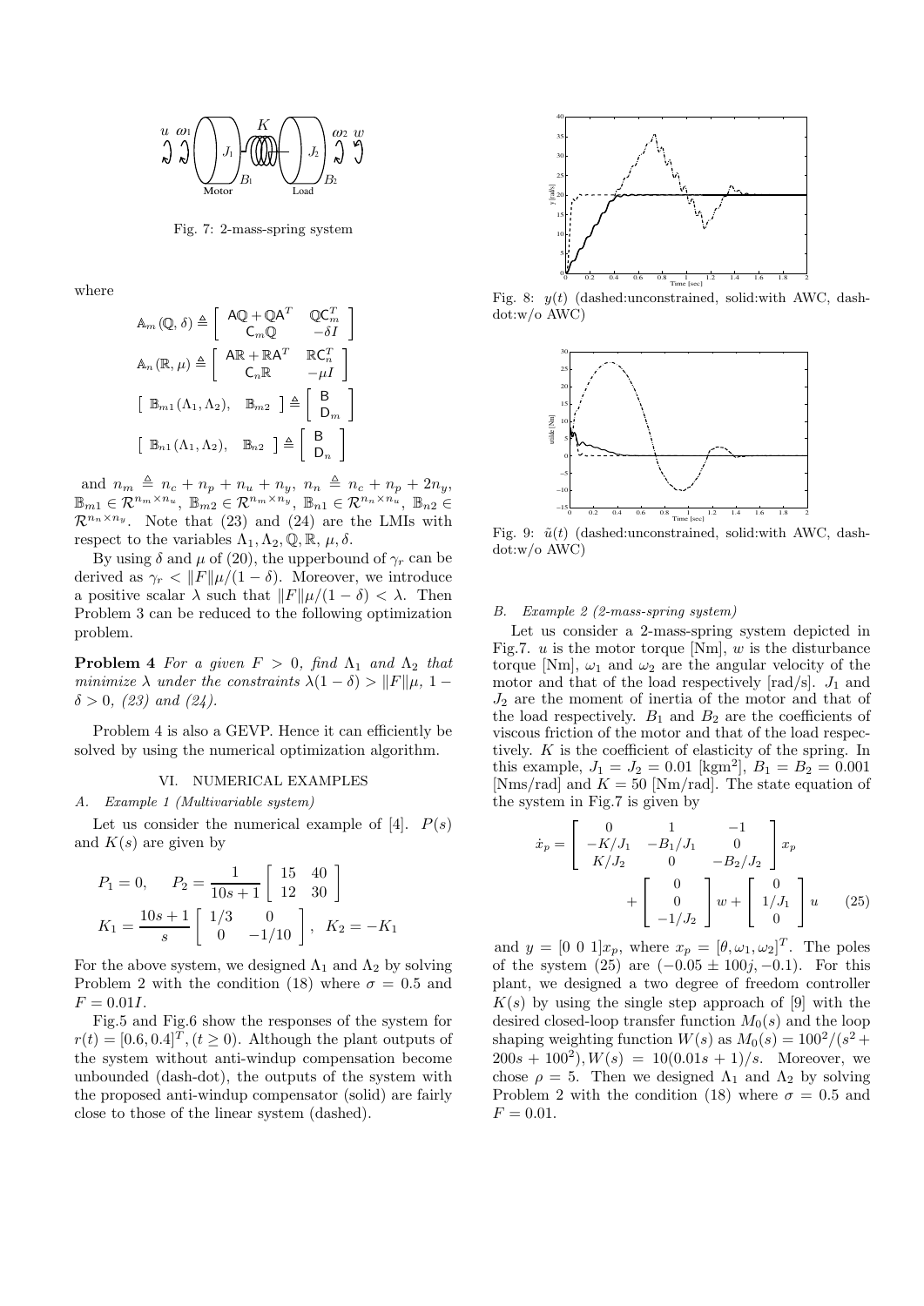Fig. 7: 2-mass-spring system

where

$$\mathbb{A}_m(\mathbb{Q},\delta) \triangleq \begin{bmatrix} \mathsf{A}\mathbb{Q}+\mathbb{Q}\mathsf{A}^T & \mathbb{Q}\mathsf{C}_m^T \\ \mathsf{C}_m\mathbb{Q} & -\delta I \end{bmatrix}$$

$$\mathbb{A}_n(\mathbb{R},\mu) \triangleq \begin{bmatrix} \mathsf{A}\mathbb{R}+\mathbb{R}\mathsf{A}^T & \mathbb{R}\mathsf{C}_n^T \\ \mathsf{C}_n\mathbb{R} & -\mu I \end{bmatrix}$$

$$\begin{bmatrix} \mathbb{B}_{m1}(\Lambda_1,\Lambda_2), & \mathbb{B}_{m2} \end{bmatrix} \triangleq \begin{bmatrix} \mathsf{B} \\ \mathsf{D}_m \end{bmatrix}$$

$$\begin{bmatrix} \mathbb{B}_{n1}(\Lambda_1,\Lambda_2), & \mathbb{B}_{n2} \end{bmatrix} \triangleq \begin{bmatrix} \mathsf{B} \\ \mathsf{D}_n \end{bmatrix}$$

and $n_m \triangleq n_c + n_p + n_u + n_y$, $n_n \triangleq n_c + n_p + 2n_y$, $\mathbb{B}_{m1} \in \mathcal{R}^{n_m \times n_u}$, $\mathbb{B}_{m2} \in \mathcal{R}^{n_m \times n_y}$, $\mathbb{B}_{n1} \in \mathcal{R}^{n_n \times n_u}$, $\mathbb{B}_{n2} \in \mathcal{R}^{n_n \times n_y}$. Note that (23) and (24) are the LMIs with respect to the variables $\Lambda_1, \Lambda_2, \mathbb{Q}, \mathbb{R}, \mu, \delta$.

By using $\delta$ and $\mu$ of (20), the upperbound of $\gamma_r$ can be derived as $\gamma_r < \|F\|\mu/(1-\delta)$. Moreover, we introduce a positive scalar $\lambda$ such that $\|F\|\mu/(1-\delta) < \lambda$. Then Problem 3 can be reduced to the following optimization problem.

**Problem 4** *For a given $F > 0$, find $\Lambda_1$ and $\Lambda_2$ that minimize $\lambda$ under the constraints $\lambda(1-\delta) > \|F\|\mu$, $1-\delta > 0$, (23) and (24).*

Problem 4 is also a GEVP. Hence it can efficiently be solved by using the numerical optimization algorithm.

## VI. Numerical Examples

### A. Example 1 (Multivariable system)

Let us consider the numerical example of [4]. $P(s)$ and $K(s)$ are given by

$$P_1 = 0, \quad P_2 = \frac{1}{10s+1}\begin{bmatrix} 15 & 40 \\ 12 & 30 \end{bmatrix}$$

$$K_1 = \frac{10s+1}{s}\begin{bmatrix} 1/3 & 0 \\ 0 & -1/10 \end{bmatrix}, \quad K_2 = -K_1$$

For the above system, we designed $\Lambda_1$ and $\Lambda_2$ by solving Problem 2 with the condition (18) where $\sigma = 0.5$ and $F = 0.01I$.

Fig.5 and Fig.6 show the responses of the system for $r(t) = [0.6, 0.4]^T, (t \geq 0)$. Although the plant outputs of the system without anti-windup compensation become unbounded (dash-dot), the outputs of the system with the proposed anti-windup compensator (solid) are fairly close to those of the linear system (dashed).

Fig. 8: $y(t)$ (dashed:unconstrained, solid:with AWC, dash-dot:w/o AWC)

Fig. 9: $\tilde{u}(t)$ (dashed:unconstrained, solid:with AWC, dash-dot:w/o AWC)

### B. Example 2 (2-mass-spring system)

Let us consider a 2-mass-spring system depicted in Fig.7. $u$ is the motor torque [Nm], $w$ is the disturbance torque [Nm], $\omega_1$ and $\omega_2$ are the angular velocity of the motor and that of the load respectively [rad/s]. $J_1$ and $J_2$ are the moment of inertia of the motor and that of the load respectively. $B_1$ and $B_2$ are the coefficients of viscous friction of the motor and that of the load respectively. $K$ is the coefficient of elasticity of the spring. In this example, $J_1 = J_2 = 0.01$ [kgm$^2$], $B_1 = B_2 = 0.001$ [Nms/rad] and $K = 50$ [Nm/rad]. The state equation of the system in Fig.7 is given by

$$\dot{x}_p = \begin{bmatrix} 0 & 1 & -1 \\ -K/J_1 & -B_1/J_1 & 0 \\ K/J_2 & 0 & -B_2/J_2 \end{bmatrix} x_p + \begin{bmatrix} 0 \\ 0 \\ -1/J_2 \end{bmatrix} w + \begin{bmatrix} 0 \\ 1/J_1 \\ 0 \end{bmatrix} u \qquad (25)$$

and $y = [0\ 0\ 1]x_p$, where $x_p = [\theta, \omega_1, \omega_2]^T$. The poles of the system (25) are $(-0.05 \pm 100j, -0.1)$. For this plant, we designed a two degree of freedom controller $K(s)$ by using the single step approach of [9] with the desired closed-loop transfer function $M_0(s)$ and the loop shaping weighting function $W(s)$ as $M_0(s) = 100^2/(s^2 + 200s + 100^2)$, $W(s) = 10(0.01s+1)/s$. Moreover, we chose $\rho = 5$. Then we designed $\Lambda_1$ and $\Lambda_2$ by solving Problem 2 with the condition (18) where $\sigma = 0.5$ and $F = 0.01$.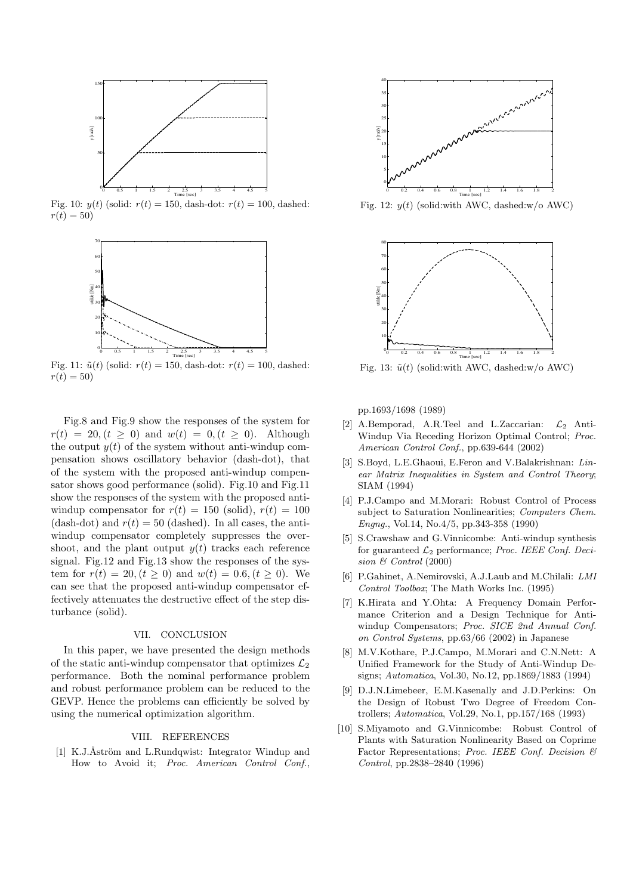Fig. 10: $y(t)$ (solid: $r(t) = 150$, dash-dot: $r(t) = 100$, dashed: $r(t) = 50$)

Fig. 11: $\tilde{u}(t)$ (solid: $r(t) = 150$, dash-dot: $r(t) = 100$, dashed: $r(t) = 50$)

Fig. 12: $y(t)$ (solid:with AWC, dashed:w/o AWC)

Fig. 13: $\tilde{u}(t)$ (solid:with AWC, dashed:w/o AWC)

Fig.8 and Fig.9 show the responses of the system for $r(t) = 20, (t \geq 0)$ and $w(t) = 0, (t \geq 0)$. Although the output $y(t)$ of the system without anti-windup compensation shows oscillatory behavior (dash-dot), that of the system with the proposed anti-windup compensator shows good performance (solid). Fig.10 and Fig.11 show the responses of the system with the proposed anti-windup compensator for $r(t) = 150$ (solid), $r(t) = 100$ (dash-dot) and $r(t) = 50$ (dashed). In all cases, the anti-windup compensator completely suppresses the overshoot, and the plant output $y(t)$ tracks each reference signal. Fig.12 and Fig.13 show the responses of the system for $r(t) = 20, (t \geq 0)$ and $w(t) = 0.6, (t \geq 0)$. We can see that the proposed anti-windup compensator effectively attenuates the destructive effect of the step disturbance (solid).

## VII. CONCLUSION

In this paper, we have presented the design methods of the static anti-windup compensator that optimizes $\mathcal{L}_2$ performance. Both the nominal performance problem and robust performance problem can be reduced to the GEVP. Hence the problems can efficiently be solved by using the numerical optimization algorithm.

## VIII. REFERENCES

[1] K.J.Åström and L.Rundqwist: Integrator Windup and How to Avoid it; *Proc. American Control Conf.*, pp.1693/1698 (1989)

[2] A.Bemporad, A.R.Teel and L.Zaccarian: $\mathcal{L}_2$ Anti-Windup Via Receding Horizon Optimal Control; *Proc. American Control Conf.*, pp.639-644 (2002)

[3] S.Boyd, L.E.Ghaoui, E.Feron and V.Balakrishnan: *Linear Matrix Inequalities in System and Control Theory*; SIAM (1994)

[4] P.J.Campo and M.Morari: Robust Control of Process subject to Saturation Nonlinearities; *Computers Chem. Engng.*, Vol.14, No.4/5, pp.343-358 (1990)

[5] S.Crawshaw and G.Vinnicombe: Anti-windup synthesis for guaranteed $\mathcal{L}_2$ performance; *Proc. IEEE Conf. Decision & Control* (2000)

[6] P.Gahinet, A.Nemirovski, A.J.Laub and M.Chilali: *LMI Control Toolbox*; The Math Works Inc. (1995)

[7] K.Hirata and Y.Ohta: A Frequency Domain Performance Criterion and a Design Technique for Anti-windup Compensators; *Proc. SICE 2nd Annual Conf. on Control Systems*, pp.63/66 (2002) in Japanese

[8] M.V.Kothare, P.J.Campo, M.Morari and C.N.Nett: A Unified Framework for the Study of Anti-Windup Designs; *Automatica*, Vol.30, No.12, pp.1869/1883 (1994)

[9] D.J.N.Limebeer, E.M.Kasenally and J.D.Perkins: On the Design of Robust Two Degree of Freedom Controllers; *Automatica*, Vol.29, No.1, pp.157/168 (1993)

[10] S.Miyamoto and G.Vinnicombe: Robust Control of Plants with Saturation Nonlinearity Based on Coprime Factor Representations; *Proc. IEEE Conf. Decision & Control*, pp.2838–2840 (1996)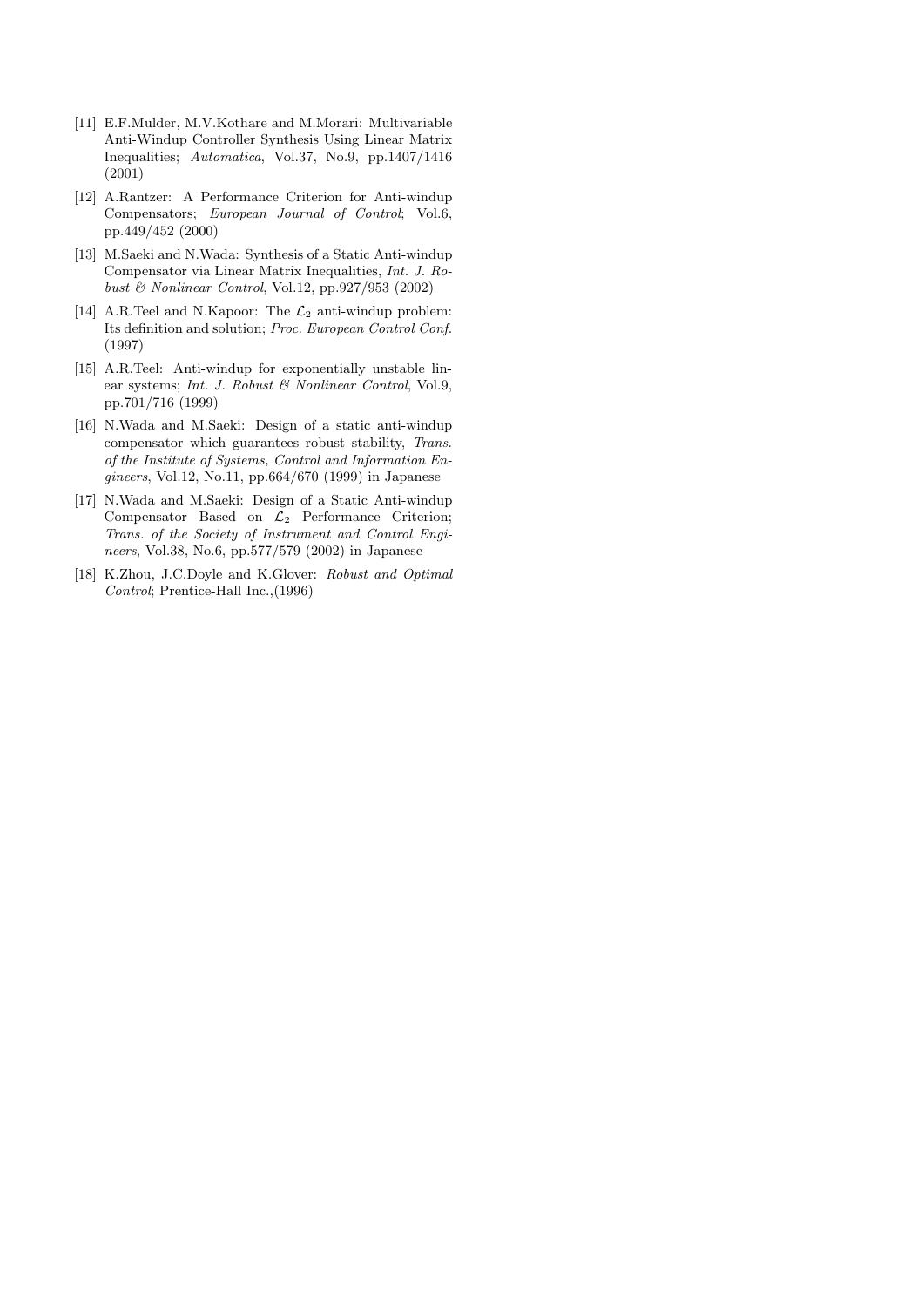- [11] E.F.Mulder, M.V.Kothare and M.Morari: Multivariable Anti-Windup Controller Synthesis Using Linear Matrix Inequalities; *Automatica*, Vol.37, No.9, pp.1407/1416 (2001)
- [12] A.Rantzer: A Performance Criterion for Anti-windup Compensators; *European Journal of Control*; Vol.6, pp.449/452 (2000)
- [13] M.Saeki and N.Wada: Synthesis of a Static Anti-windup Compensator via Linear Matrix Inequalities, *Int. J. Robust & Nonlinear Control*, Vol.12, pp.927/953 (2002)
- [14] A.R.Teel and N.Kapoor: The $\mathcal{L}_2$ anti-windup problem: Its definition and solution; *Proc. European Control Conf.* (1997)
- [15] A.R.Teel: Anti-windup for exponentially unstable linear systems; *Int. J. Robust & Nonlinear Control*, Vol.9, pp.701/716 (1999)
- [16] N.Wada and M.Saeki: Design of a static anti-windup compensator which guarantees robust stability, *Trans. of the Institute of Systems, Control and Information Engineers*, Vol.12, No.11, pp.664/670 (1999) in Japanese
- [17] N.Wada and M.Saeki: Design of a Static Anti-windup Compensator Based on $\mathcal{L}_2$ Performance Criterion; *Trans. of the Society of Instrument and Control Engineers*, Vol.38, No.6, pp.577/579 (2002) in Japanese
- [18] K.Zhou, J.C.Doyle and K.Glover: *Robust and Optimal Control*; Prentice-Hall Inc.,(1996)